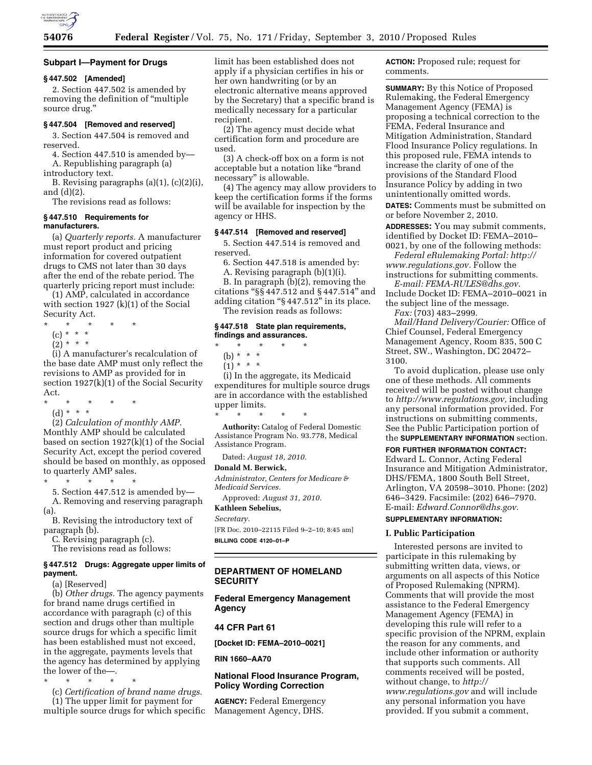### Subpart I—Payment for Drugs

#### § 447.502 [Amended]

2. Section 447.502 is amended by removing the definition of "multiple source drug."

#### § 447.504 [Removed and reserved]

3. Section 447.504 is removed and reserved.

4. Section 447.510 is amended by—

A. Republishing paragraph (a) introductory text.

B. Revising paragraphs (a)(1), (c)(2)(i), and (d)(2).

The revisions read as follows:

#### § 447.510 Requirements for manufacturers.

(a) *Quarterly reports.* A manufacturer must report product and pricing information for covered outpatient drugs to CMS not later than 30 days after the end of the rebate period. The quarterly pricing report must include:

(1) AMP, calculated in accordance with section 1927 (k)(1) of the Social Security Act.

\* \* \* \* \*

(c) \* \* \*

(2) \* \* \*

(i) A manufacturer's recalculation of the base date AMP must only reflect the revisions to AMP as provided for in section 1927(k)(1) of the Social Security Act.

\* \* \* \* \*

(d) \* \* \*

(2) *Calculation of monthly AMP.* Monthly AMP should be calculated based on section 1927(k)(1) of the Social Security Act, except the period covered should be based on monthly, as opposed to quarterly AMP sales.

\* \* \* \* \*

5. Section 447.512 is amended by—

A. Removing and reserving paragraph (a).

B. Revising the introductory text of paragraph (b).

C. Revising paragraph (c).

The revisions read as follows:

#### § 447.512 Drugs: Aggregate upper limits of payment.

(a) [Reserved]

(b) *Other drugs.* The agency payments for brand name drugs certified in accordance with paragraph (c) of this section and drugs other than multiple source drugs for which a specific limit has been established must not exceed, in the aggregate, payments levels that the agency has determined by applying the lower of the—.

\* \* \* \* \*

(c) *Certification of brand name drugs.* (1) The upper limit for payment for multiple source drugs for which specific limit has been established does not apply if a physician certifies in his or her own handwriting (or by an electronic alternative means approved by the Secretary) that a specific brand is medically necessary for a particular recipient.

(2) The agency must decide what certification form and procedure are used.

(3) A check-off box on a form is not acceptable but a notation like "brand necessary" is allowable.

(4) The agency may allow providers to keep the certification forms if the forms will be available for inspection by the agency or HHS.

#### § 447.514 [Removed and reserved]

5. Section 447.514 is removed and reserved.

6. Section 447.518 is amended by:

A. Revising paragraph (b)(1)(i).

B. In paragraph (b)(2), removing the citations "§§ 447.512 and § 447.514" and adding citation "§ 447.512" in its place.

The revision reads as follows:

#### § 447.518 State plan requirements, findings and assurances.

\* \* \* \* \*

(b) \* \* \*

(1) \* \* \*

(i) In the aggregate, its Medicaid expenditures for multiple source drugs are in accordance with the established upper limits.

\* \* \* \* \*

**Authority:** Catalog of Federal Domestic Assistance Program No. 93.778, Medical Assistance Program.

Dated: *August 18, 2010.*

**Donald M. Berwick,**

*Administrator, Centers for Medicare & Medicaid Services.*

Approved: *August 31, 2010.*

**Kathleen Sebelius,**

*Secretary.*

[FR Doc. 2010–22115 Filed 9–2–10; 8:45 am]

**BILLING CODE 4120–01–P**

---

## DEPARTMENT OF HOMELAND SECURITY

## Federal Emergency Management Agency

## 44 CFR Part 61

**[Docket ID: FEMA–2010–0021]**

**RIN 1660–AA70**

## National Flood Insurance Program, Policy Wording Correction

**AGENCY:** Federal Emergency Management Agency, DHS.

**ACTION:** Proposed rule; request for comments.

**SUMMARY:** By this Notice of Proposed Rulemaking, the Federal Emergency Management Agency (FEMA) is proposing a technical correction to the FEMA, Federal Insurance and Mitigation Administration, Standard Flood Insurance Policy regulations. In this proposed rule, FEMA intends to increase the clarity of one of the provisions of the Standard Flood Insurance Policy by adding in two unintentionally omitted words.

**DATES:** Comments must be submitted on or before November 2, 2010.

**ADDRESSES:** You may submit comments, identified by Docket ID: FEMA–2010–0021, by one of the following methods:

*Federal eRulemaking Portal: http://www.regulations.gov.* Follow the instructions for submitting comments.

*E-mail: FEMA-RULES@dhs.gov.* Include Docket ID: FEMA–2010–0021 in the subject line of the message.

*Fax:* (703) 483–2999.

*Mail/Hand Delivery/Courier:* Office of Chief Counsel, Federal Emergency Management Agency, Room 835, 500 C Street, SW., Washington, DC 20472–3100.

To avoid duplication, please use only one of these methods. All comments received will be posted without change to *http://www.regulations.gov,* including any personal information provided. For instructions on submitting comments, See the Public Participation portion of the **SUPPLEMENTARY INFORMATION** section.

**FOR FURTHER INFORMATION CONTACT:** Edward L. Connor, Acting Federal Insurance and Mitigation Administrator, DHS/FEMA, 1800 South Bell Street, Arlington, VA 20598–3010. Phone: (202) 646–3429. Facsimile: (202) 646–7970. E-mail: *Edward.Connor@dhs.gov.*

**SUPPLEMENTARY INFORMATION:**

### I. Public Participation

Interested persons are invited to participate in this rulemaking by submitting written data, views, or arguments on all aspects of this Notice of Proposed Rulemaking (NPRM). Comments that will provide the most assistance to the Federal Emergency Management Agency (FEMA) in developing this rule will refer to a specific provision of the NPRM, explain the reason for any comments, and include other information or authority that supports such comments. All comments received will be posted, without change, to *http://www.regulations.gov* and will include any personal information you have provided. If you submit a comment,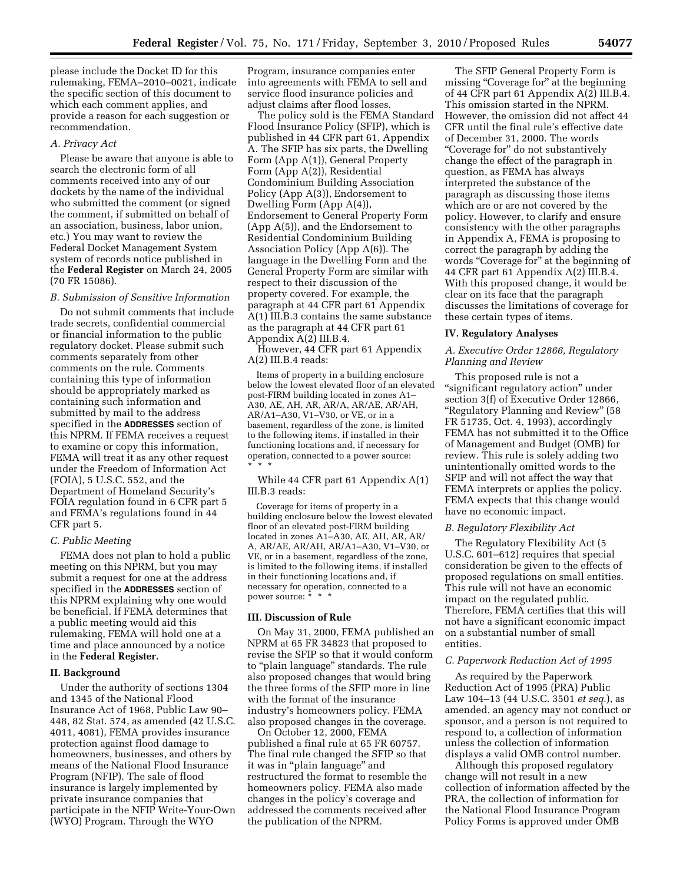please include the Docket ID for this rulemaking, FEMA–2010–0021, indicate the specific section of this document to which each comment applies, and provide a reason for each suggestion or recommendation.

### *A. Privacy Act*

Please be aware that anyone is able to search the electronic form of all comments received into any of our dockets by the name of the individual who submitted the comment (or signed the comment, if submitted on behalf of an association, business, labor union, etc.) You may want to review the Federal Docket Management System system of records notice published in the **Federal Register** on March 24, 2005 (70 FR 15086).

### *B. Submission of Sensitive Information*

Do not submit comments that include trade secrets, confidential commercial or financial information to the public regulatory docket. Please submit such comments separately from other comments on the rule. Comments containing this type of information should be appropriately marked as containing such information and submitted by mail to the address specified in the **ADDRESSES** section of this NPRM. If FEMA receives a request to examine or copy this information, FEMA will treat it as any other request under the Freedom of Information Act (FOIA), 5 U.S.C. 552, and the Department of Homeland Security's FOIA regulation found in 6 CFR part 5 and FEMA's regulations found in 44 CFR part 5.

### *C. Public Meeting*

FEMA does not plan to hold a public meeting on this NPRM, but you may submit a request for one at the address specified in the **ADDRESSES** section of this NPRM explaining why one would be beneficial. If FEMA determines that a public meeting would aid this rulemaking, FEMA will hold one at a time and place announced by a notice in the **Federal Register.**

## II. Background

Under the authority of sections 1304 and 1345 of the National Flood Insurance Act of 1968, Public Law 90–448, 82 Stat. 574, as amended (42 U.S.C. 4011, 4081), FEMA provides insurance protection against flood damage to homeowners, businesses, and others by means of the National Flood Insurance Program (NFIP). The sale of flood insurance is largely implemented by private insurance companies that participate in the NFIP Write-Your-Own (WYO) Program. Through the WYO Program, insurance companies enter into agreements with FEMA to sell and service flood insurance policies and adjust claims after flood losses.

The policy sold is the FEMA Standard Flood Insurance Policy (SFIP), which is published in 44 CFR part 61, Appendix A. The SFIP has six parts, the Dwelling Form (App A(1)), General Property Form (App A(2)), Residential Condominium Building Association Policy (App A(3)), Endorsement to Dwelling Form (App A(4)), Endorsement to General Property Form (App A(5)), and the Endorsement to Residential Condominium Building Association Policy (App A(6)). The language in the Dwelling Form and the General Property Form are similar with respect to their discussion of the property covered. For example, the paragraph at 44 CFR part 61 Appendix A(1) III.B.3 contains the same substance as the paragraph at 44 CFR part 61 Appendix A(2) III.B.4.

However, 44 CFR part 61 Appendix A(2) III.B.4 reads:

> Items of property in a building enclosure below the lowest elevated floor of an elevated post-FIRM building located in zones A1–A30, AE, AH, AR, AR/A, AR/AE, AR/AH, AR/A1–A30, V1–V30, or VE, or in a basement, regardless of the zone, is limited to the following items, if installed in their functioning locations and, if necessary for operation, connected to a power source: * * *

While 44 CFR part 61 Appendix A(1) III.B.3 reads:

> Coverage for items of property in a building enclosure below the lowest elevated floor of an elevated post-FIRM building located in zones A1–A30, AE, AH, AR, AR/A, AR/AE, AR/AH, AR/A1–A30, V1–V30, or VE, or in a basement, regardless of the zone, is limited to the following items, if installed in their functioning locations and, if necessary for operation, connected to a power source: * * *

## III. Discussion of Rule

On May 31, 2000, FEMA published an NPRM at 65 FR 34823 that proposed to revise the SFIP so that it would conform to "plain language" standards. The rule also proposed changes that would bring the three forms of the SFIP more in line with the format of the insurance industry's homeowners policy. FEMA also proposed changes in the coverage.

On October 12, 2000, FEMA published a final rule at 65 FR 60757. The final rule changed the SFIP so that it was in "plain language" and restructured the format to resemble the homeowners policy. FEMA also made changes in the policy's coverage and addressed the comments received after the publication of the NPRM.

The SFIP General Property Form is missing "Coverage for" at the beginning of 44 CFR part 61 Appendix A(2) III.B.4. This omission started in the NPRM. However, the omission did not affect 44 CFR until the final rule's effective date of December 31, 2000. The words "Coverage for" do not substantively change the effect of the paragraph in question, as FEMA has always interpreted the substance of the paragraph as discussing those items which are or are not covered by the policy. However, to clarify and ensure consistency with the other paragraphs in Appendix A, FEMA is proposing to correct the paragraph by adding the words "Coverage for" at the beginning of 44 CFR part 61 Appendix A(2) III.B.4. With this proposed change, it would be clear on its face that the paragraph discusses the limitations of coverage for these certain types of items.

## IV. Regulatory Analyses

### *A. Executive Order 12866, Regulatory Planning and Review*

This proposed rule is not a "significant regulatory action" under section 3(f) of Executive Order 12866, "Regulatory Planning and Review" (58 FR 51735, Oct. 4, 1993), accordingly FEMA has not submitted it to the Office of Management and Budget (OMB) for review. This rule is solely adding two unintentionally omitted words to the SFIP and will not affect the way that FEMA interprets or applies the policy. FEMA expects that this change would have no economic impact.

### *B. Regulatory Flexibility Act*

The Regulatory Flexibility Act (5 U.S.C. 601–612) requires that special consideration be given to the effects of proposed regulations on small entities. This rule will not have an economic impact on the regulated public. Therefore, FEMA certifies that this will not have a significant economic impact on a substantial number of small entities.

### *C. Paperwork Reduction Act of 1995*

As required by the Paperwork Reduction Act of 1995 (PRA) Public Law 104–13 (44 U.S.C. 3501 *et seq.*), as amended, an agency may not conduct or sponsor, and a person is not required to respond to, a collection of information unless the collection of information displays a valid OMB control number.

Although this proposed regulatory change will not result in a new collection of information affected by the PRA, the collection of information for the National Flood Insurance Program Policy Forms is approved under OMB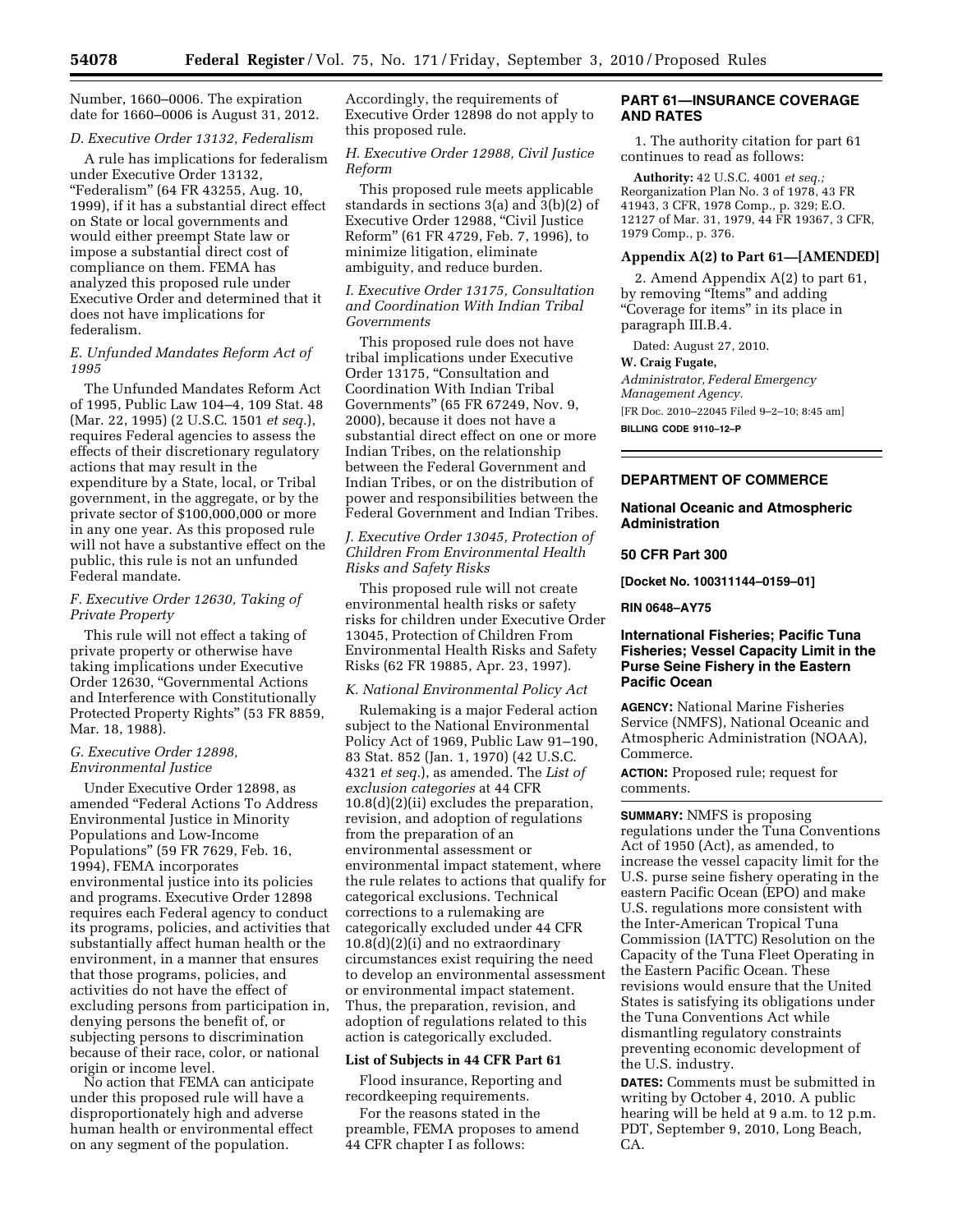Number, 1660–0006. The expiration date for 1660–0006 is August 31, 2012.

### D. Executive Order 13132, Federalism

A rule has implications for federalism under Executive Order 13132, "Federalism" (64 FR 43255, Aug. 10, 1999), if it has a substantial direct effect on State or local governments and would either preempt State law or impose a substantial direct cost of compliance on them. FEMA has analyzed this proposed rule under Executive Order and determined that it does not have implications for federalism.

### E. Unfunded Mandates Reform Act of 1995

The Unfunded Mandates Reform Act of 1995, Public Law 104–4, 109 Stat. 48 (Mar. 22, 1995) (2 U.S.C. 1501 *et seq.*), requires Federal agencies to assess the effects of their discretionary regulatory actions that may result in the expenditure by a State, local, or Tribal government, in the aggregate, or by the private sector of $100,000,000 or more in any one year. As this proposed rule will not have a substantive effect on the public, this rule is not an unfunded Federal mandate.

### F. Executive Order 12630, Taking of Private Property

This rule will not effect a taking of private property or otherwise have taking implications under Executive Order 12630, "Governmental Actions and Interference with Constitutionally Protected Property Rights" (53 FR 8859, Mar. 18, 1988).

### G. Executive Order 12898, Environmental Justice

Under Executive Order 12898, as amended "Federal Actions To Address Environmental Justice in Minority Populations and Low-Income Populations" (59 FR 7629, Feb. 16, 1994), FEMA incorporates environmental justice into its policies and programs. Executive Order 12898 requires each Federal agency to conduct its programs, policies, and activities that substantially affect human health or the environment, in a manner that ensures that those programs, policies, and activities do not have the effect of excluding persons from participation in, denying persons the benefit of, or subjecting persons to discrimination because of their race, color, or national origin or income level.

No action that FEMA can anticipate under this proposed rule will have a disproportionately high and adverse human health or environmental effect on any segment of the population. Accordingly, the requirements of Executive Order 12898 do not apply to this proposed rule.

### H. Executive Order 12988, Civil Justice Reform

This proposed rule meets applicable standards in sections 3(a) and 3(b)(2) of Executive Order 12988, "Civil Justice Reform" (61 FR 4729, Feb. 7, 1996), to minimize litigation, eliminate ambiguity, and reduce burden.

### I. Executive Order 13175, Consultation and Coordination With Indian Tribal Governments

This proposed rule does not have tribal implications under Executive Order 13175, "Consultation and Coordination With Indian Tribal Governments" (65 FR 67249, Nov. 9, 2000), because it does not have a substantial direct effect on one or more Indian Tribes, on the relationship between the Federal Government and Indian Tribes, or on the distribution of power and responsibilities between the Federal Government and Indian Tribes.

### J. Executive Order 13045, Protection of Children From Environmental Health Risks and Safety Risks

This proposed rule will not create environmental health risks or safety risks for children under Executive Order 13045, Protection of Children From Environmental Health Risks and Safety Risks (62 FR 19885, Apr. 23, 1997).

### K. National Environmental Policy Act

Rulemaking is a major Federal action subject to the National Environmental Policy Act of 1969, Public Law 91–190, 83 Stat. 852 (Jan. 1, 1970) (42 U.S.C. 4321 *et seq.*), as amended. The *List of exclusion categories* at 44 CFR 10.8(d)(2)(ii) excludes the preparation, revision, and adoption of regulations from the preparation of an environmental assessment or environmental impact statement, where the rule relates to actions that qualify for categorical exclusions. Technical corrections to a rulemaking are categorically excluded under 44 CFR 10.8(d)(2)(i) and no extraordinary circumstances exist requiring the need to develop an environmental assessment or environmental impact statement. Thus, the preparation, revision, and adoption of regulations related to this action is categorically excluded.

### List of Subjects in 44 CFR Part 61

Flood insurance, Reporting and recordkeeping requirements.

For the reasons stated in the preamble, FEMA proposes to amend 44 CFR chapter I as follows:

## PART 61—INSURANCE COVERAGE AND RATES

1. The authority citation for part 61 continues to read as follows:

**Authority:** 42 U.S.C. 4001 *et seq.;* Reorganization Plan No. 3 of 1978, 43 FR 41943, 3 CFR, 1978 Comp., p. 329; E.O. 12127 of Mar. 31, 1979, 44 FR 19367, 3 CFR, 1979 Comp., p. 376.

### Appendix A(2) to Part 61—[AMENDED]

2. Amend Appendix A(2) to part 61, by removing "Items" and adding "Coverage for items" in its place in paragraph III.B.4.

Dated: August 27, 2010.

**W. Craig Fugate,**

*Administrator, Federal Emergency Management Agency.*

[FR Doc. 2010–22045 Filed 9–2–10; 8:45 am]

**BILLING CODE 9110–12–P**

---

## DEPARTMENT OF COMMERCE

### National Oceanic and Atmospheric Administration

### 50 CFR Part 300

**[Docket No. 100311144–0159–01]**

**RIN 0648–AY75**

### International Fisheries; Pacific Tuna Fisheries; Vessel Capacity Limit in the Purse Seine Fishery in the Eastern Pacific Ocean

**AGENCY:** National Marine Fisheries Service (NMFS), National Oceanic and Atmospheric Administration (NOAA), Commerce.

**ACTION:** Proposed rule; request for comments.

**SUMMARY:** NMFS is proposing regulations under the Tuna Conventions Act of 1950 (Act), as amended, to increase the vessel capacity limit for the U.S. purse seine fishery operating in the eastern Pacific Ocean (EPO) and make U.S. regulations more consistent with the Inter-American Tropical Tuna Commission (IATTC) Resolution on the Capacity of the Tuna Fleet Operating in the Eastern Pacific Ocean. These revisions would ensure that the United States is satisfying its obligations under the Tuna Conventions Act while dismantling regulatory constraints preventing economic development of the U.S. industry.

**DATES:** Comments must be submitted in writing by October 4, 2010. A public hearing will be held at 9 a.m. to 12 p.m. PDT, September 9, 2010, Long Beach, CA.